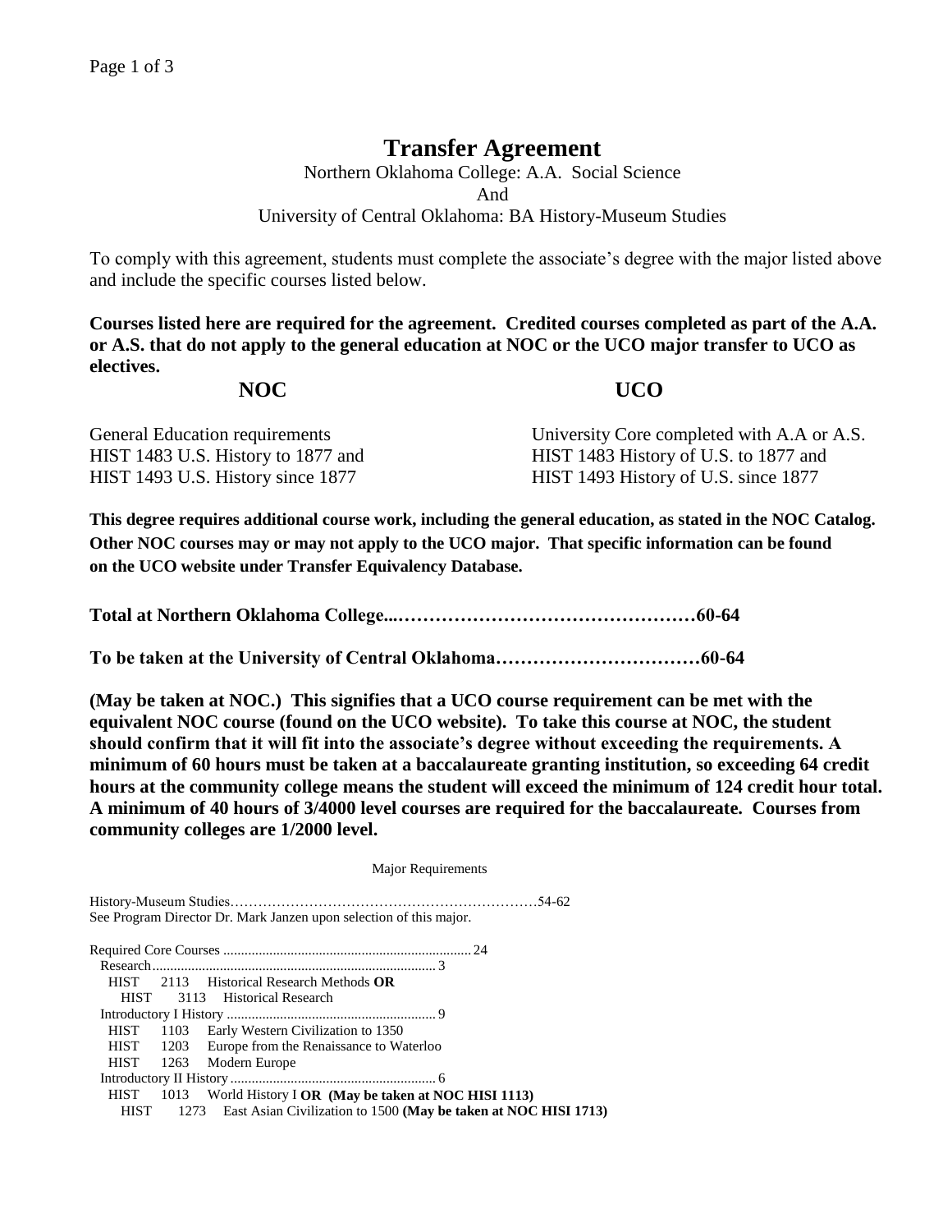# Transfer Agreement

Northern Oklahoma College: A.A. Social Science
And
University of Central Oklahoma: BA History-Museum Studies

To comply with this agreement, students must complete the associate's degree with the major listed above and include the specific courses listed below.

**Courses listed here are required for the agreement. Credited courses completed as part of the A.A. or A.S. that do not apply to the general education at NOC or the UCO major transfer to UCO as electives.**

| **NOC** | **UCO** |
|---|---|
| General Education requirements | University Core completed with A.A or A.S. |
| HIST 1483 U.S. History to 1877 and | HIST 1483 History of U.S. to 1877 and |
| HIST 1493 U.S. History since 1877 | HIST 1493 History of U.S. since 1877 |

**This degree requires additional course work, including the general education, as stated in the NOC Catalog. Other NOC courses may or may not apply to the UCO major. That specific information can be found on the UCO website under Transfer Equivalency Database.**

**Total at Northern Oklahoma College...…………………………………………60-64**

**To be taken at the University of Central Oklahoma……………………………60-64**

**(May be taken at NOC.) This signifies that a UCO course requirement can be met with the equivalent NOC course (found on the UCO website). To take this course at NOC, the student should confirm that it will fit into the associate's degree without exceeding the requirements. A minimum of 60 hours must be taken at a baccalaureate granting institution, so exceeding 64 credit hours at the community college means the student will exceed the minimum of 124 credit hour total. A minimum of 40 hours of 3/4000 level courses are required for the baccalaureate. Courses from community colleges are 1/2000 level.**

Major Requirements

History-Museum Studies…………………………………………………………54-62
See Program Director Dr. Mark Janzen upon selection of this major.

Required Core Courses .................................................................... 24

Research............................................................................... 3
- HIST 2113 Historical Research Methods **OR**
- HIST 3113 Historical Research

Introductory I History .......................................................... 9
- HIST 1103 Early Western Civilization to 1350
- HIST 1203 Europe from the Renaissance to Waterloo
- HIST 1263 Modern Europe

Introductory II History......................................................... 6
- HIST 1013 World History I **OR (May be taken at NOC HISI 1113)**
- HIST 1273 East Asian Civilization to 1500 **(May be taken at NOC HISI 1713)**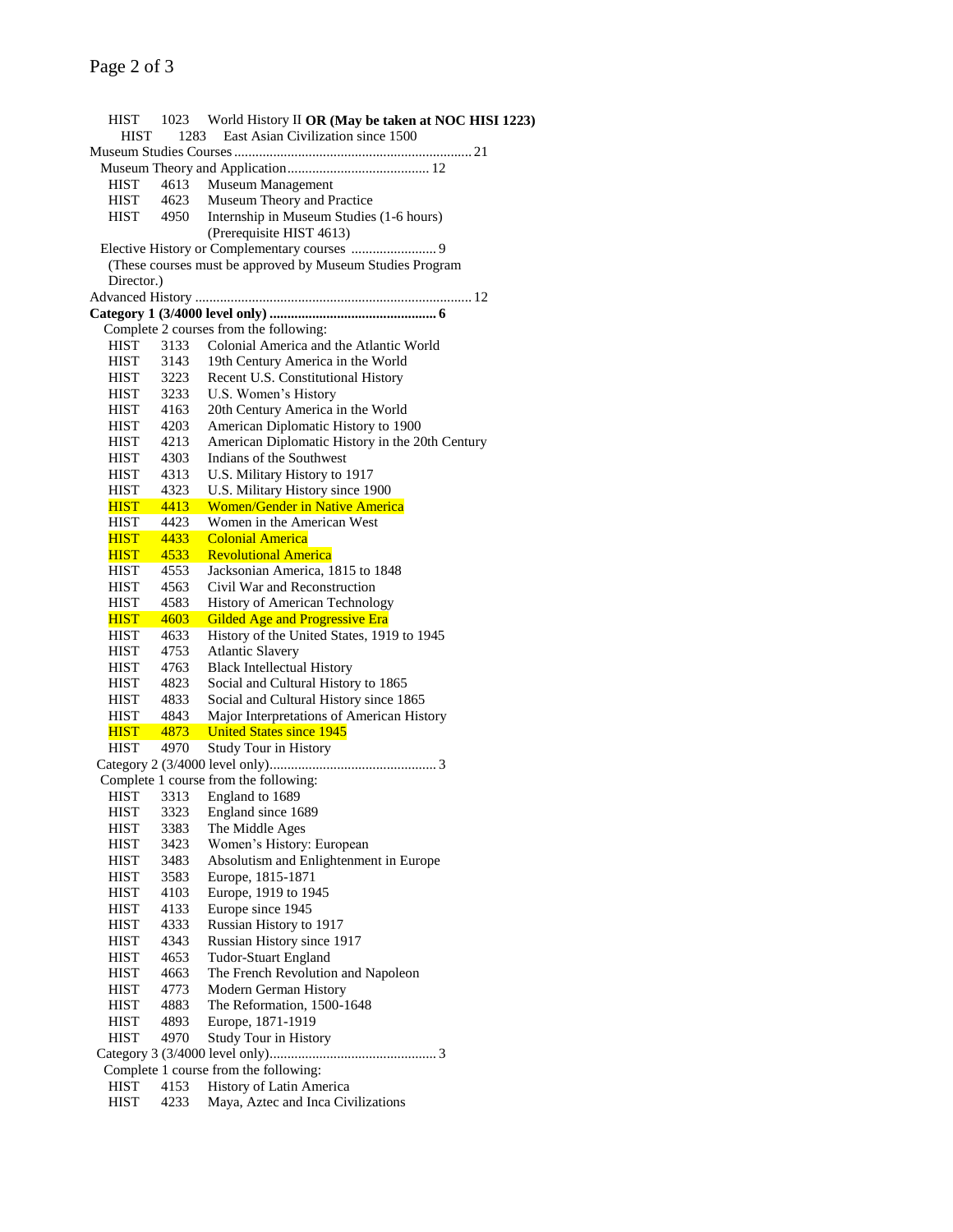HIST 1023 World History II **OR (May be taken at NOC HISI 1223)**

HIST 1283 East Asian Civilization since 1500

Museum Studies Courses .................................................................. 21

Museum Theory and Application ........................................ 12

- HIST 4613 Museum Management
- HIST 4623 Museum Theory and Practice
- HIST 4950 Internship in Museum Studies (1-6 hours) (Prerequisite HIST 4613)

Elective History or Complementary courses ........................ 9

(These courses must be approved by Museum Studies Program Director.)

Advanced History ............................................................................ 12

**Category 1 (3/4000 level only) .............................................. 6**

Complete 2 courses from the following:

- HIST 3133 Colonial America and the Atlantic World
- HIST 3143 19th Century America in the World
- HIST 3223 Recent U.S. Constitutional History
- HIST 3233 U.S. Women's History
- HIST 4163 20th Century America in the World
- HIST 4203 American Diplomatic History to 1900
- HIST 4213 American Diplomatic History in the 20th Century
- HIST 4303 Indians of the Southwest
- HIST 4313 U.S. Military History to 1917
- HIST 4323 U.S. Military History since 1900
- HIST 4413 Women/Gender in Native America
- HIST 4423 Women in the American West
- HIST 4433 Colonial America
- HIST 4533 Revolutional America
- HIST 4553 Jacksonian America, 1815 to 1848
- HIST 4563 Civil War and Reconstruction
- HIST 4583 History of American Technology
- HIST 4603 Gilded Age and Progressive Era
- HIST 4633 History of the United States, 1919 to 1945
- HIST 4753 Atlantic Slavery
- HIST 4763 Black Intellectual History
- HIST 4823 Social and Cultural History to 1865
- HIST 4833 Social and Cultural History since 1865
- HIST 4843 Major Interpretations of American History
- HIST 4873 United States since 1945
- HIST 4970 Study Tour in History

Category 2 (3/4000 level only)............................................... 3

Complete 1 course from the following:

- HIST 3313 England to 1689
- HIST 3323 England since 1689
- HIST 3383 The Middle Ages
- HIST 3423 Women's History: European
- HIST 3483 Absolutism and Enlightenment in Europe
- HIST 3583 Europe, 1815-1871
- HIST 4103 Europe, 1919 to 1945
- HIST 4133 Europe since 1945
- HIST 4333 Russian History to 1917
- HIST 4343 Russian History since 1917
- HIST 4653 Tudor-Stuart England
- HIST 4663 The French Revolution and Napoleon
- HIST 4773 Modern German History
- HIST 4883 The Reformation, 1500-1648
- HIST 4893 Europe, 1871-1919
- HIST 4970 Study Tour in History

Category 3 (3/4000 level only)............................................... 3

Complete 1 course from the following:

- HIST 4153 History of Latin America
- HIST 4233 Maya, Aztec and Inca Civilizations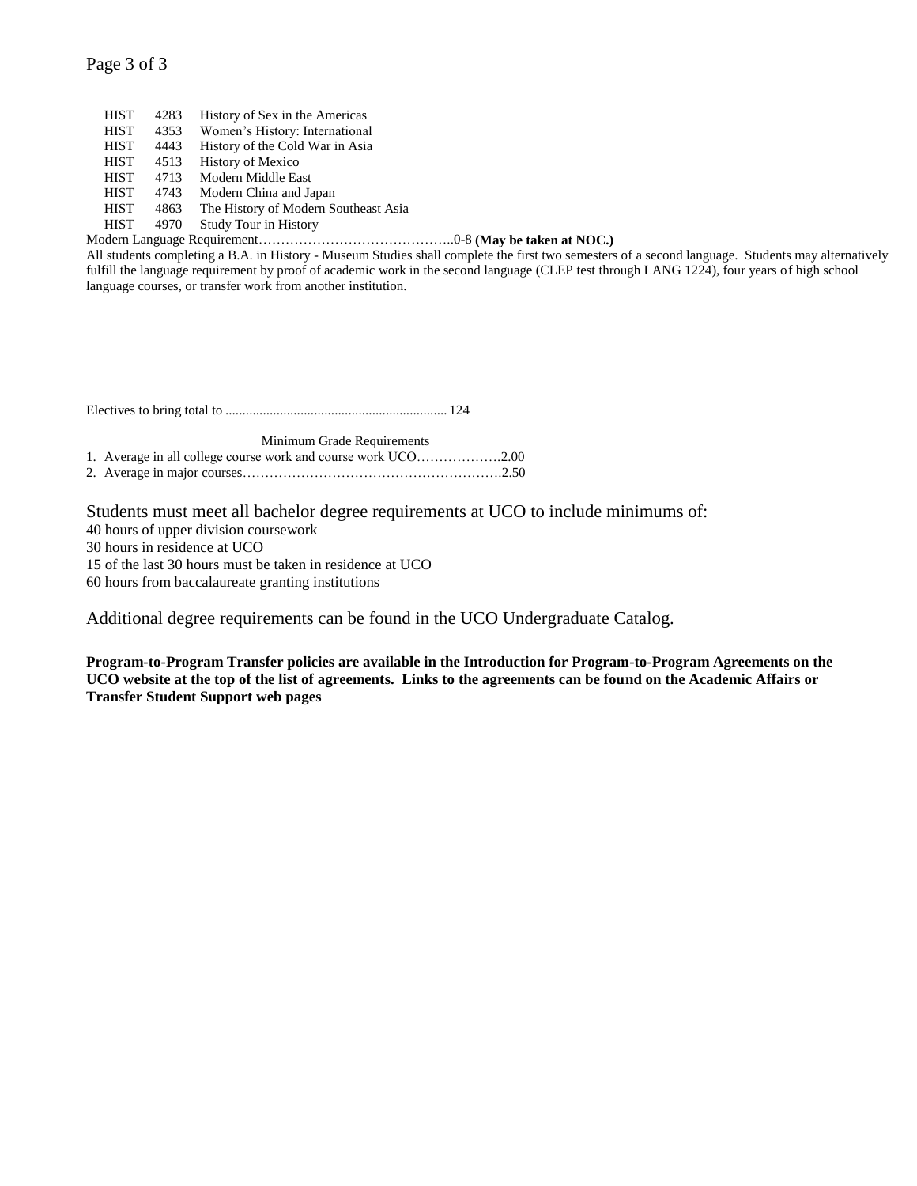| | | |
|---|---|---|
| HIST | 4283 | History of Sex in the Americas |
| HIST | 4353 | Women's History: International |
| HIST | 4443 | History of the Cold War in Asia |
| HIST | 4513 | History of Mexico |
| HIST | 4713 | Modern Middle East |
| HIST | 4743 | Modern China and Japan |
| HIST | 4863 | The History of Modern Southeast Asia |
| HIST | 4970 | Study Tour in History |

Modern Language Requirement……………………………………..0-8 **(May be taken at NOC.)**

All students completing a B.A. in History - Museum Studies shall complete the first two semesters of a second language. Students may alternatively fulfill the language requirement by proof of academic work in the second language (CLEP test through LANG 1224), four years of high school language courses, or transfer work from another institution.

Electives to bring total to ................................................................ 124

Minimum Grade Requirements

1. Average in all college course work and course work UCO……………….2.00
2. Average in major courses………………………………………………….2.50

Students must meet all bachelor degree requirements at UCO to include minimums of:

40 hours of upper division coursework
30 hours in residence at UCO
15 of the last 30 hours must be taken in residence at UCO
60 hours from baccalaureate granting institutions

Additional degree requirements can be found in the UCO Undergraduate Catalog.

**Program-to-Program Transfer policies are available in the Introduction for Program-to-Program Agreements on the UCO website at the top of the list of agreements. Links to the agreements can be found on the Academic Affairs or Transfer Student Support web pages**